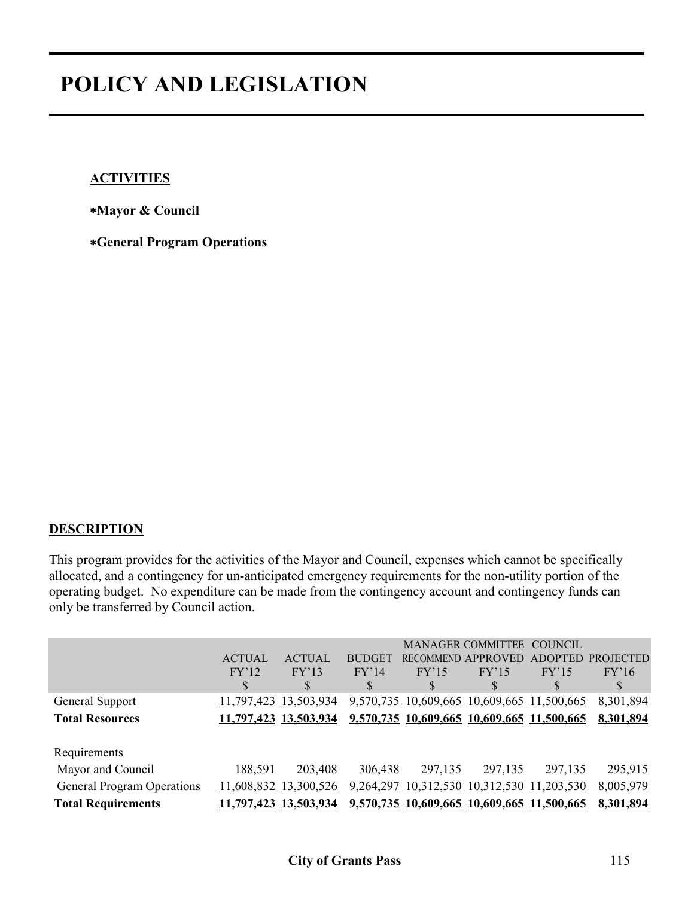# POLICY AND LEGISLATION

**ACTIVITIES**

∗**Mayor & Council**

∗**General Program Operations**

**DESCRIPTION**

This program provides for the activities of the Mayor and Council, expenses which cannot be specifically allocated, and a contingency for un-anticipated emergency requirements for the non-utility portion of the operating budget. No expenditure can be made from the contingency account and contingency funds can only be transferred by Council action.

| | ACTUAL FY'12 $ | ACTUAL FY'13 $ | BUDGET FY'14 $ | MANAGER RECOMMEND FY'15 $ | COMMITTEE APPROVED FY'15 $ | COUNCIL ADOPTED FY'15 $ | PROJECTED FY'16 $ |
|---|---|---|---|---|---|---|---|
| General Support | 11,797,423 | 13,503,934 | 9,570,735 | 10,609,665 | 10,609,665 | 11,500,665 | 8,301,894 |
| **Total Resources** | **11,797,423** | **13,503,934** | **9,570,735** | **10,609,665** | **10,609,665** | **11,500,665** | **8,301,894** |
| Requirements | | | | | | | |
| Mayor and Council | 188,591 | 203,408 | 306,438 | 297,135 | 297,135 | 297,135 | 295,915 |
| General Program Operations | 11,608,832 | 13,300,526 | 9,264,297 | 10,312,530 | 10,312,530 | 11,203,530 | 8,005,979 |
| **Total Requirements** | **11,797,423** | **13,503,934** | **9,570,735** | **10,609,665** | **10,609,665** | **11,500,665** | **8,301,894** |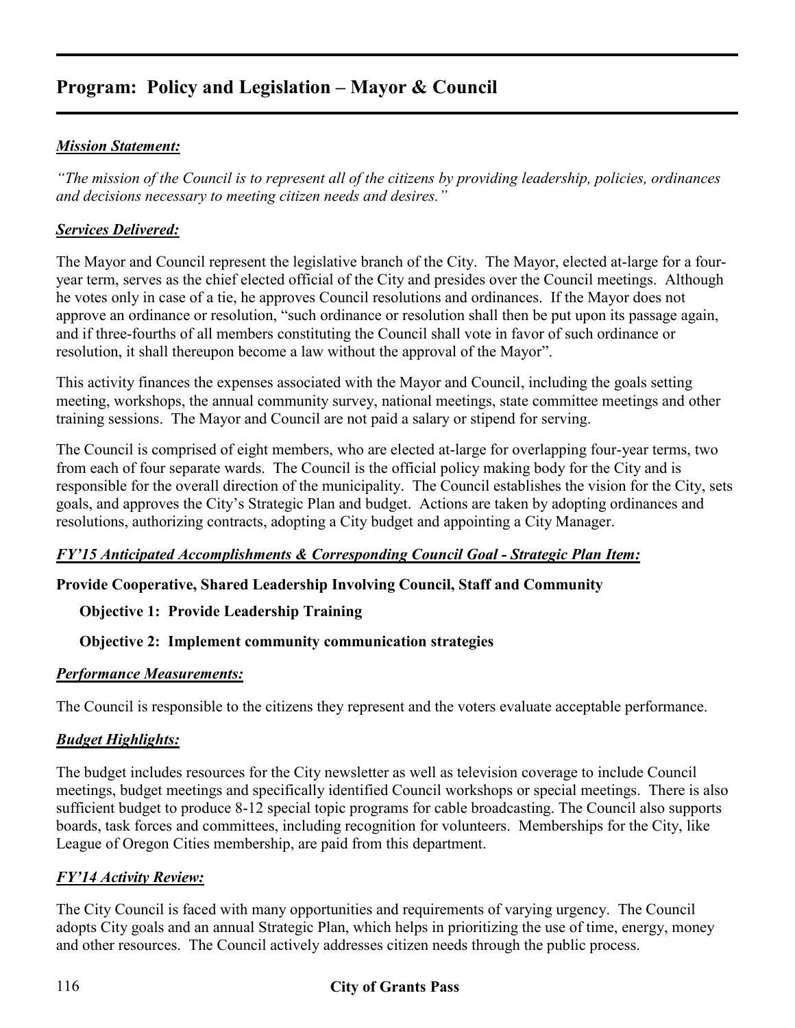## Program: Policy and Legislation – Mayor & Council

***Mission Statement:***

*"The mission of the Council is to represent all of the citizens by providing leadership, policies, ordinances and decisions necessary to meeting citizen needs and desires."*

***Services Delivered:***

The Mayor and Council represent the legislative branch of the City. The Mayor, elected at-large for a four-year term, serves as the chief elected official of the City and presides over the Council meetings. Although he votes only in case of a tie, he approves Council resolutions and ordinances. If the Mayor does not approve an ordinance or resolution, "such ordinance or resolution shall then be put upon its passage again, and if three-fourths of all members constituting the Council shall vote in favor of such ordinance or resolution, it shall thereupon become a law without the approval of the Mayor".

This activity finances the expenses associated with the Mayor and Council, including the goals setting meeting, workshops, the annual community survey, national meetings, state committee meetings and other training sessions. The Mayor and Council are not paid a salary or stipend for serving.

The Council is comprised of eight members, who are elected at-large for overlapping four-year terms, two from each of four separate wards. The Council is the official policy making body for the City and is responsible for the overall direction of the municipality. The Council establishes the vision for the City, sets goals, and approves the City's Strategic Plan and budget. Actions are taken by adopting ordinances and resolutions, authorizing contracts, adopting a City budget and appointing a City Manager.

***FY'15 Anticipated Accomplishments & Corresponding Council Goal - Strategic Plan Item:***

**Provide Cooperative, Shared Leadership Involving Council, Staff and Community**

**Objective 1: Provide Leadership Training**

**Objective 2: Implement community communication strategies**

***Performance Measurements:***

The Council is responsible to the citizens they represent and the voters evaluate acceptable performance.

***Budget Highlights:***

The budget includes resources for the City newsletter as well as television coverage to include Council meetings, budget meetings and specifically identified Council workshops or special meetings. There is also sufficient budget to produce 8-12 special topic programs for cable broadcasting. The Council also supports boards, task forces and committees, including recognition for volunteers. Memberships for the City, like League of Oregon Cities membership, are paid from this department.

***FY'14 Activity Review:***

The City Council is faced with many opportunities and requirements of varying urgency. The Council adopts City goals and an annual Strategic Plan, which helps in prioritizing the use of time, energy, money and other resources. The Council actively addresses citizen needs through the public process.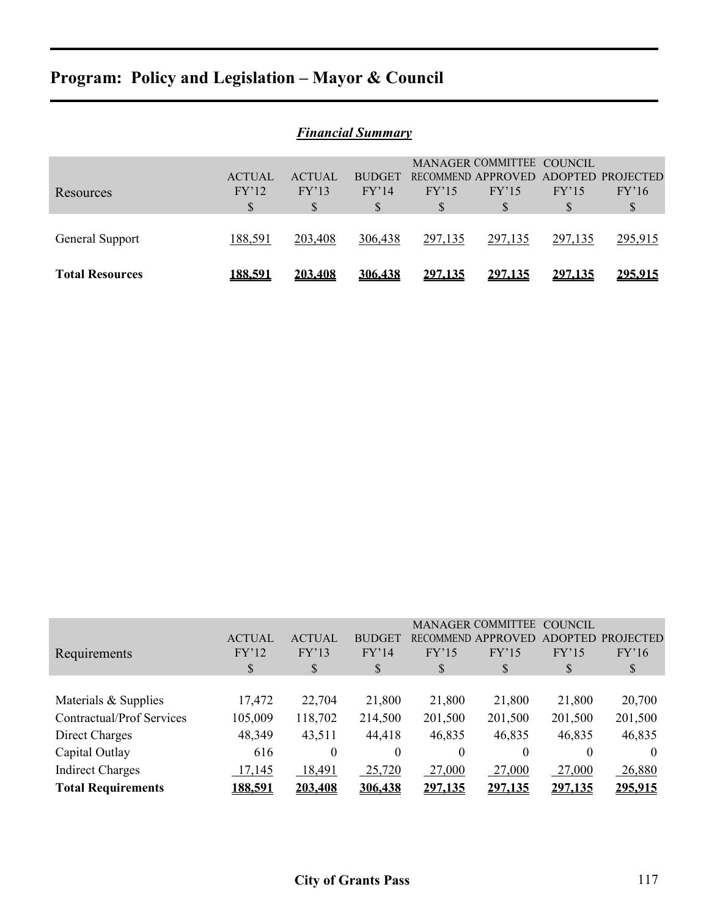# Program: Policy and Legislation – Mayor & Council

## *Financial Summary*

| Resources | ACTUAL FY'12 $ | ACTUAL FY'13 $ | BUDGET FY'14 $ | MANAGER RECOMMEND FY'15 $ | COMMITTEE APPROVED FY'15 $ | COUNCIL ADOPTED FY'15 $ | PROJECTED FY'16 $ |
|---|---|---|---|---|---|---|---|
| General Support | 188,591 | 203,408 | 306,438 | 297,135 | 297,135 | 297,135 | 295,915 |
| **Total Resources** | **188,591** | **203,408** | **306,438** | **297,135** | **297,135** | **297,135** | **295,915** |

| Requirements | ACTUAL FY'12 $ | ACTUAL FY'13 $ | BUDGET FY'14 $ | MANAGER RECOMMEND FY'15 $ | COMMITTEE APPROVED FY'15 $ | COUNCIL ADOPTED FY'15 $ | PROJECTED FY'16 $ |
|---|---|---|---|---|---|---|---|
| Materials & Supplies | 17,472 | 22,704 | 21,800 | 21,800 | 21,800 | 21,800 | 20,700 |
| Contractual/Prof Services | 105,009 | 118,702 | 214,500 | 201,500 | 201,500 | 201,500 | 201,500 |
| Direct Charges | 48,349 | 43,511 | 44,418 | 46,835 | 46,835 | 46,835 | 46,835 |
| Capital Outlay | 616 | 0 | 0 | 0 | 0 | 0 | 0 |
| Indirect Charges | 17,145 | 18,491 | 25,720 | 27,000 | 27,000 | 27,000 | 26,880 |
| **Total Requirements** | **188,591** | **203,408** | **306,438** | **297,135** | **297,135** | **297,135** | **295,915** |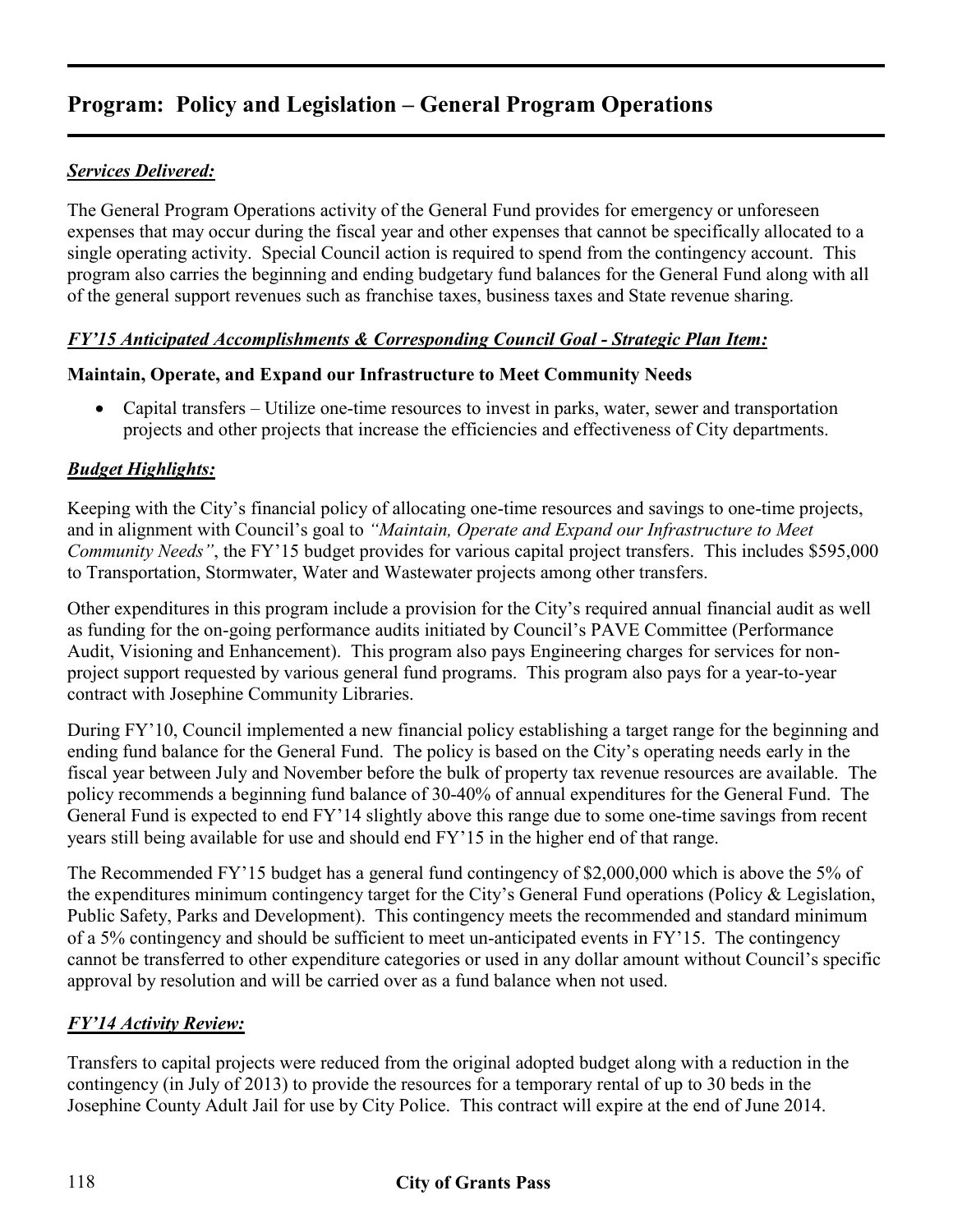# Program: Policy and Legislation – General Program Operations

***Services Delivered:***

The General Program Operations activity of the General Fund provides for emergency or unforeseen expenses that may occur during the fiscal year and other expenses that cannot be specifically allocated to a single operating activity. Special Council action is required to spend from the contingency account. This program also carries the beginning and ending budgetary fund balances for the General Fund along with all of the general support revenues such as franchise taxes, business taxes and State revenue sharing.

***FY'15 Anticipated Accomplishments & Corresponding Council Goal - Strategic Plan Item:***

**Maintain, Operate, and Expand our Infrastructure to Meet Community Needs**

- Capital transfers – Utilize one-time resources to invest in parks, water, sewer and transportation projects and other projects that increase the efficiencies and effectiveness of City departments.

***Budget Highlights:***

Keeping with the City's financial policy of allocating one-time resources and savings to one-time projects, and in alignment with Council's goal to *"Maintain, Operate and Expand our Infrastructure to Meet Community Needs"*, the FY'15 budget provides for various capital project transfers. This includes $595,000 to Transportation, Stormwater, Water and Wastewater projects among other transfers.

Other expenditures in this program include a provision for the City's required annual financial audit as well as funding for the on-going performance audits initiated by Council's PAVE Committee (Performance Audit, Visioning and Enhancement). This program also pays Engineering charges for services for non-project support requested by various general fund programs. This program also pays for a year-to-year contract with Josephine Community Libraries.

During FY'10, Council implemented a new financial policy establishing a target range for the beginning and ending fund balance for the General Fund. The policy is based on the City's operating needs early in the fiscal year between July and November before the bulk of property tax revenue resources are available. The policy recommends a beginning fund balance of 30-40% of annual expenditures for the General Fund. The General Fund is expected to end FY'14 slightly above this range due to some one-time savings from recent years still being available for use and should end FY'15 in the higher end of that range.

The Recommended FY'15 budget has a general fund contingency of $2,000,000 which is above the 5% of the expenditures minimum contingency target for the City's General Fund operations (Policy & Legislation, Public Safety, Parks and Development). This contingency meets the recommended and standard minimum of a 5% contingency and should be sufficient to meet un-anticipated events in FY'15. The contingency cannot be transferred to other expenditure categories or used in any dollar amount without Council's specific approval by resolution and will be carried over as a fund balance when not used.

***FY'14 Activity Review:***

Transfers to capital projects were reduced from the original adopted budget along with a reduction in the contingency (in July of 2013) to provide the resources for a temporary rental of up to 30 beds in the Josephine County Adult Jail for use by City Police. This contract will expire at the end of June 2014.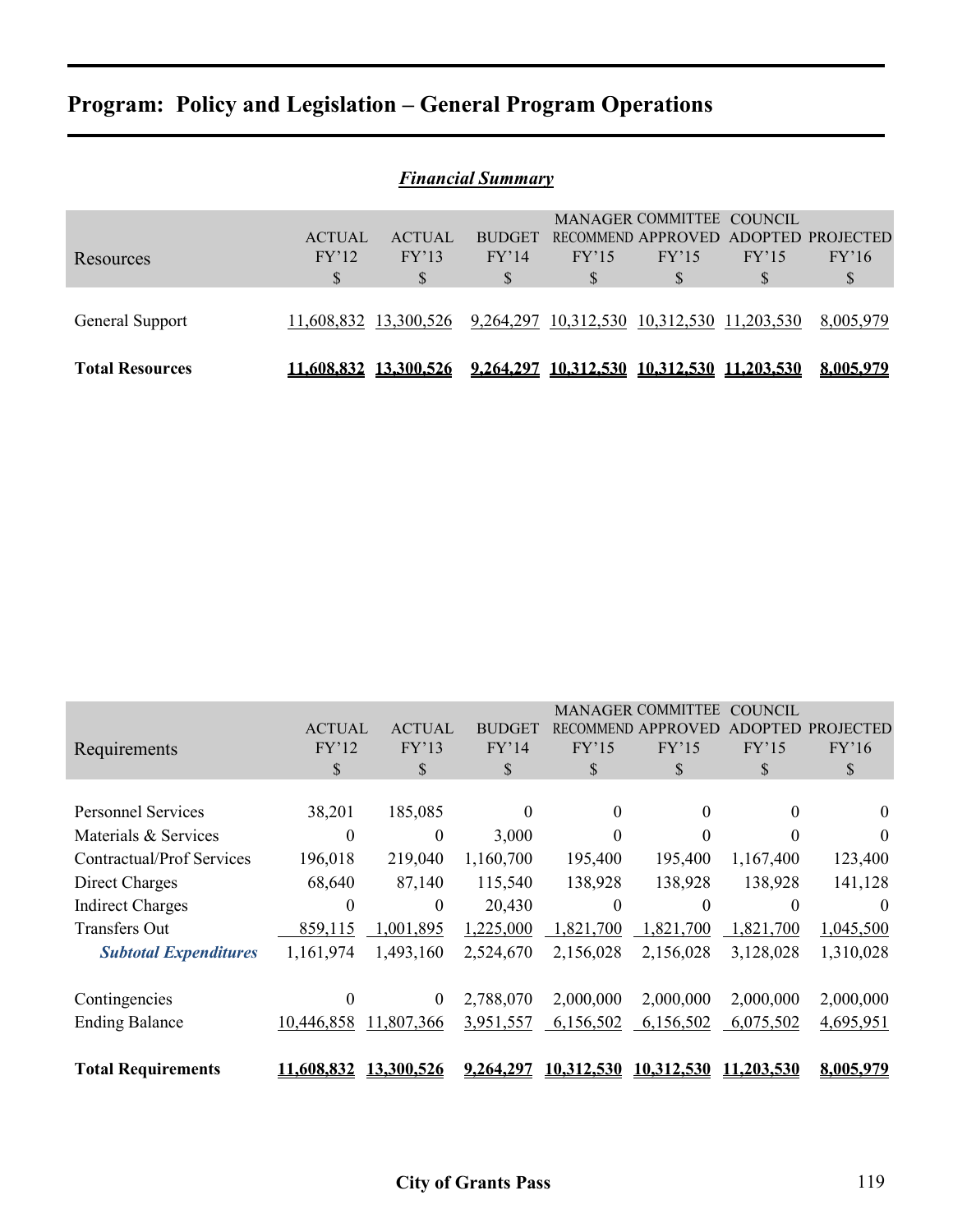# Program: Policy and Legislation – General Program Operations

## *Financial Summary*

| Resources | ACTUAL FY'12 $ | ACTUAL FY'13 $ | BUDGET FY'14 $ | MANAGER RECOMMEND FY'15 $ | COMMITTEE APPROVED FY'15 $ | COUNCIL ADOPTED FY'15 $ | PROJECTED FY'16 $ |
|---|---|---|---|---|---|---|---|
| General Support | 11,608,832 | 13,300,526 | 9,264,297 | 10,312,530 | 10,312,530 | 11,203,530 | 8,005,979 |
| **Total Resources** | **11,608,832** | **13,300,526** | **9,264,297** | **10,312,530** | **10,312,530** | **11,203,530** | **8,005,979** |

| Requirements | ACTUAL FY'12 $ | ACTUAL FY'13 $ | BUDGET FY'14 $ | MANAGER RECOMMEND FY'15 $ | COMMITTEE APPROVED FY'15 $ | COUNCIL ADOPTED FY'15 $ | PROJECTED FY'16 $ |
|---|---|---|---|---|---|---|---|
| Personnel Services | 38,201 | 185,085 | 0 | 0 | 0 | 0 | 0 |
| Materials & Services | 0 | 0 | 3,000 | 0 | 0 | 0 | 0 |
| Contractual/Prof Services | 196,018 | 219,040 | 1,160,700 | 195,400 | 195,400 | 1,167,400 | 123,400 |
| Direct Charges | 68,640 | 87,140 | 115,540 | 138,928 | 138,928 | 138,928 | 141,128 |
| Indirect Charges | 0 | 0 | 20,430 | 0 | 0 | 0 | 0 |
| Transfers Out | 859,115 | 1,001,895 | 1,225,000 | 1,821,700 | 1,821,700 | 1,821,700 | 1,045,500 |
| ***Subtotal Expenditures*** | 1,161,974 | 1,493,160 | 2,524,670 | 2,156,028 | 2,156,028 | 3,128,028 | 1,310,028 |
| Contingencies | 0 | 0 | 2,788,070 | 2,000,000 | 2,000,000 | 2,000,000 | 2,000,000 |
| Ending Balance | 10,446,858 | 11,807,366 | 3,951,557 | 6,156,502 | 6,156,502 | 6,075,502 | 4,695,951 |
| **Total Requirements** | **11,608,832** | **13,300,526** | **9,264,297** | **10,312,530** | **10,312,530** | **11,203,530** | **8,005,979** |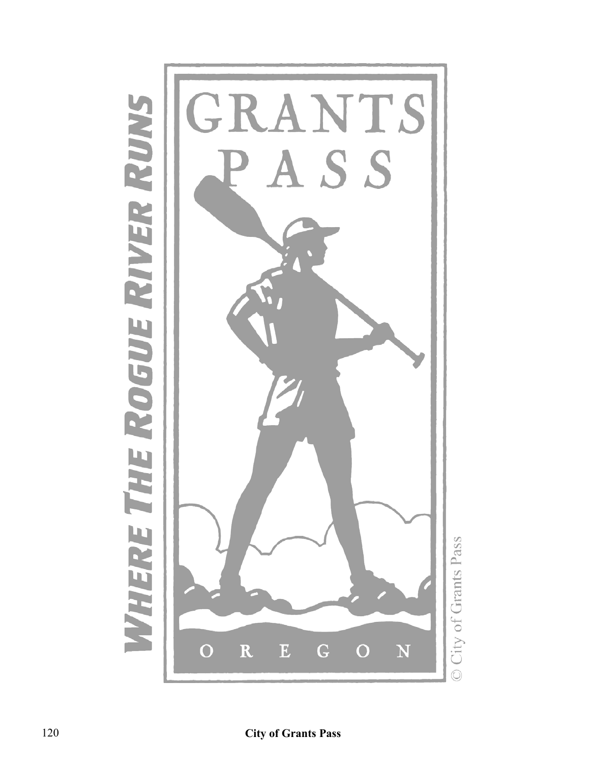WHERE THE ROGUE RIVER RUNS

GRANTS PASS

OREGON

© City of Grants Pass